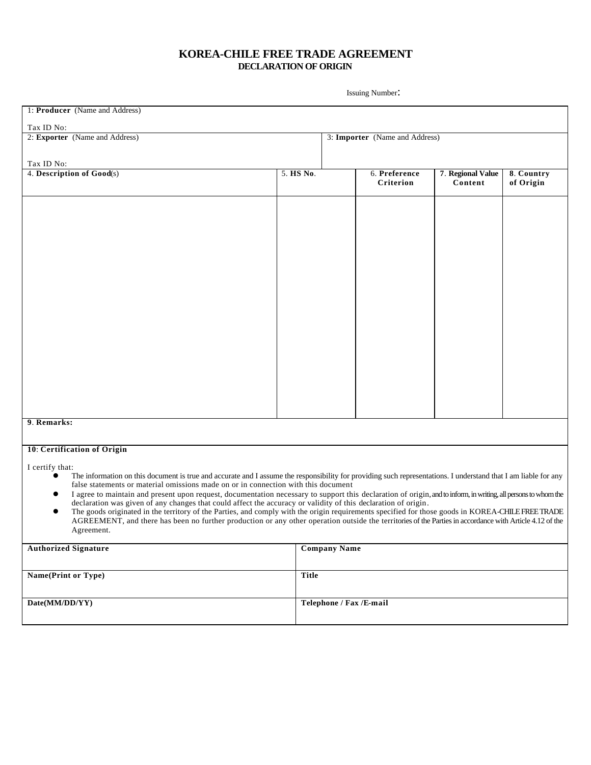# KOREA-CHILE FREE TRADE AGREEMENT
## DECLARATION OF ORIGIN

Issuing Number:

| 1: **Producer** (Name and Address)<br><br>Tax ID No: | | | | | |
|---|---|---|---|---|---|
| 2: **Exporter** (Name and Address)<br><br>Tax ID No: | | 3: **Importer** (Name and Address) | | | |
| 4. **Description of Good**(s) | 5. **HS No**. | 6. **Preference Criterion** | 7. **Regional Value Content** | 8. **Country of Origin** | |
| | | | | | |
| 9. **Remarks:** | | | | | |

**10**: **Certification of Origin**

I certify that:

- The information on this document is true and accurate and I assume the responsibility for providing such representations. I understand that I am liable for any false statements or material omissions made on or in connection with this document
- I agree to maintain and present upon request, documentation necessary to support this declaration of origin, and to inform, in writing, all persons to whom the declaration was given of any changes that could affect the accuracy or validity of this declaration of origin.
- The goods originated in the territory of the Parties, and comply with the origin requirements specified for those goods in KOREA-CHILE FREE TRADE AGREEMENT, and there has been no further production or any other operation outside the territories of the Parties in accordance with Article 4.12 of the Agreement.

| **Authorized Signature** | **Company Name** |
|---|---|
| **Name(Print or Type)** | **Title** |
| **Date(MM/DD/YY)** | **Telephone / Fax /E-mail** |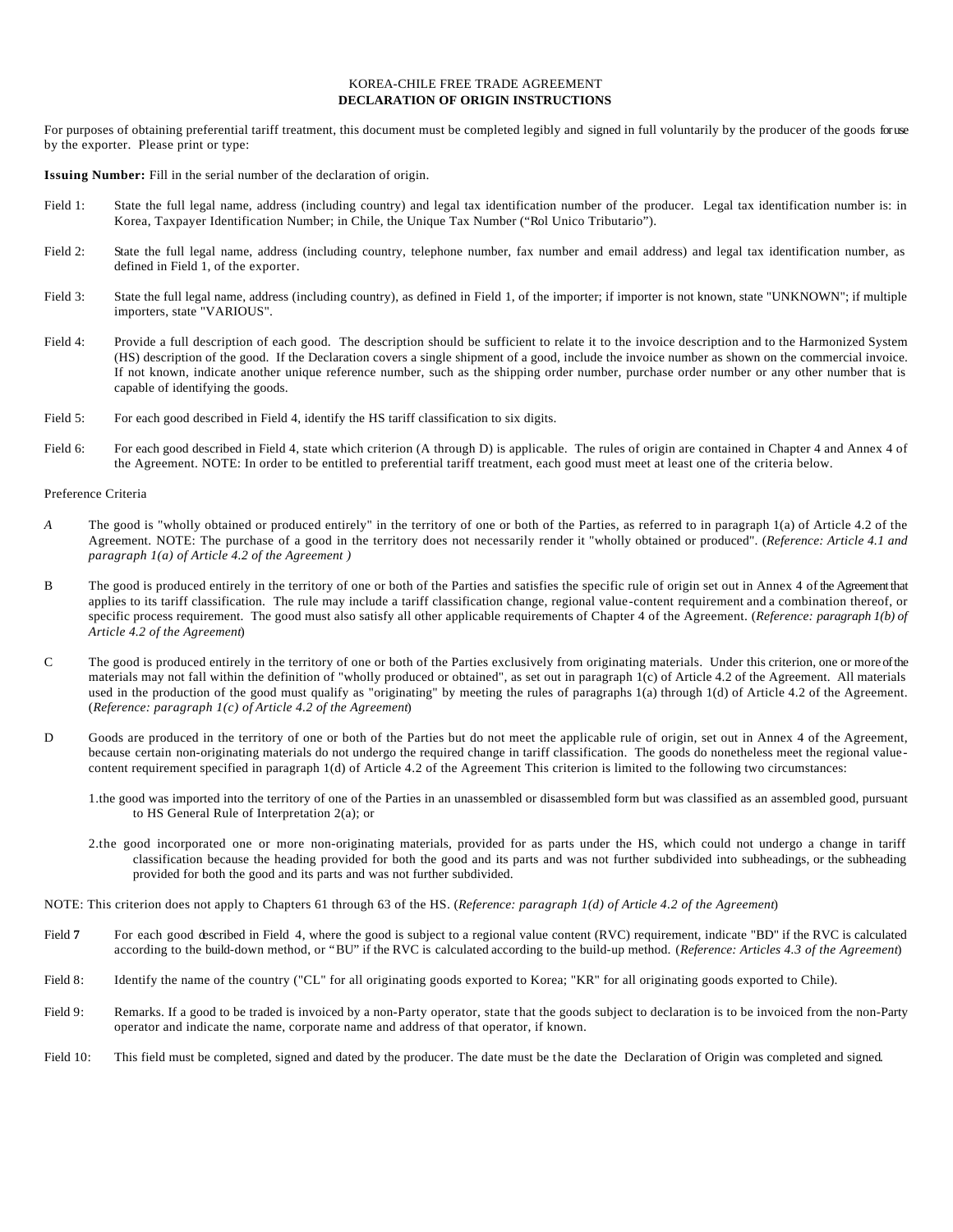KOREA-CHILE FREE TRADE AGREEMENT

**DECLARATION OF ORIGIN INSTRUCTIONS**

For purposes of obtaining preferential tariff treatment, this document must be completed legibly and signed in full voluntarily by the producer of the goods for use by the exporter. Please print or type:

**Issuing Number:** Fill in the serial number of the declaration of origin.

Field 1: State the full legal name, address (including country) and legal tax identification number of the producer. Legal tax identification number is: in Korea, Taxpayer Identification Number; in Chile, the Unique Tax Number ("Rol Unico Tributario").

Field 2: State the full legal name, address (including country, telephone number, fax number and email address) and legal tax identification number, as defined in Field 1, of the exporter.

Field 3: State the full legal name, address (including country), as defined in Field 1, of the importer; if importer is not known, state "UNKNOWN"; if multiple importers, state "VARIOUS".

Field 4: Provide a full description of each good. The description should be sufficient to relate it to the invoice description and to the Harmonized System (HS) description of the good. If the Declaration covers a single shipment of a good, include the invoice number as shown on the commercial invoice. If not known, indicate another unique reference number, such as the shipping order number, purchase order number or any other number that is capable of identifying the goods.

Field 5: For each good described in Field 4, identify the HS tariff classification to six digits.

Field 6: For each good described in Field 4, state which criterion (A through D) is applicable. The rules of origin are contained in Chapter 4 and Annex 4 of the Agreement. NOTE: In order to be entitled to preferential tariff treatment, each good must meet at least one of the criteria below.

Preference Criteria

*A* The good is "wholly obtained or produced entirely" in the territory of one or both of the Parties, as referred to in paragraph 1(a) of Article 4.2 of the Agreement. NOTE: The purchase of a good in the territory does not necessarily render it "wholly obtained or produced". (*Reference: Article 4.1 and paragraph 1(a) of Article 4.2 of the Agreement )*

B The good is produced entirely in the territory of one or both of the Parties and satisfies the specific rule of origin set out in Annex 4 of the Agreement that applies to its tariff classification. The rule may include a tariff classification change, regional value-content requirement and a combination thereof, or specific process requirement. The good must also satisfy all other applicable requirements of Chapter 4 of the Agreement. (*Reference: paragraph 1(b) of Article 4.2 of the Agreement*)

C The good is produced entirely in the territory of one or both of the Parties exclusively from originating materials. Under this criterion, one or more of the materials may not fall within the definition of "wholly produced or obtained", as set out in paragraph 1(c) of Article 4.2 of the Agreement. All materials used in the production of the good must qualify as "originating" by meeting the rules of paragraphs 1(a) through 1(d) of Article 4.2 of the Agreement. (*Reference: paragraph 1(c) of Article 4.2 of the Agreement*)

D Goods are produced in the territory of one or both of the Parties but do not meet the applicable rule of origin, set out in Annex 4 of the Agreement, because certain non-originating materials do not undergo the required change in tariff classification. The goods do nonetheless meet the regional value-content requirement specified in paragraph 1(d) of Article 4.2 of the Agreement This criterion is limited to the following two circumstances:

1.the good was imported into the territory of one of the Parties in an unassembled or disassembled form but was classified as an assembled good, pursuant to HS General Rule of Interpretation 2(a); or

2.the good incorporated one or more non-originating materials, provided for as parts under the HS, which could not undergo a change in tariff classification because the heading provided for both the good and its parts and was not further subdivided into subheadings, or the subheading provided for both the good and its parts and was not further subdivided.

NOTE: This criterion does not apply to Chapters 61 through 63 of the HS. (*Reference: paragraph 1(d) of Article 4.2 of the Agreement*)

Field **7** For each good described in Field 4, where the good is subject to a regional value content (RVC) requirement, indicate "BD" if the RVC is calculated according to the build-down method, or "BU" if the RVC is calculated according to the build-up method. (*Reference: Articles 4.3 of the Agreement*)

Field 8: Identify the name of the country ("CL" for all originating goods exported to Korea; "KR" for all originating goods exported to Chile).

Field 9: Remarks. If a good to be traded is invoiced by a non-Party operator, state that the goods subject to declaration is to be invoiced from the non-Party operator and indicate the name, corporate name and address of that operator, if known.

Field 10: This field must be completed, signed and dated by the producer. The date must be the date the Declaration of Origin was completed and signed.